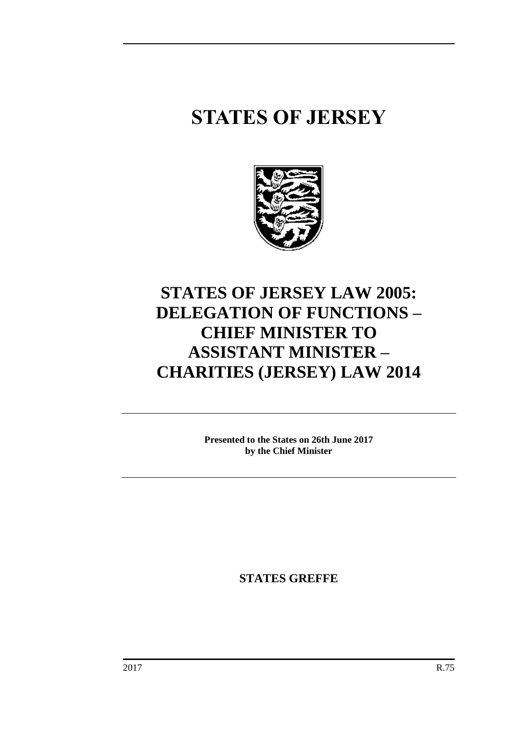# STATES OF JERSEY

# STATES OF JERSEY LAW 2005: DELEGATION OF FUNCTIONS – CHIEF MINISTER TO ASSISTANT MINISTER – CHARITIES (JERSEY) LAW 2014

**Presented to the States on 26th June 2017 by the Chief Minister**

**STATES GREFFE**

2017 R.75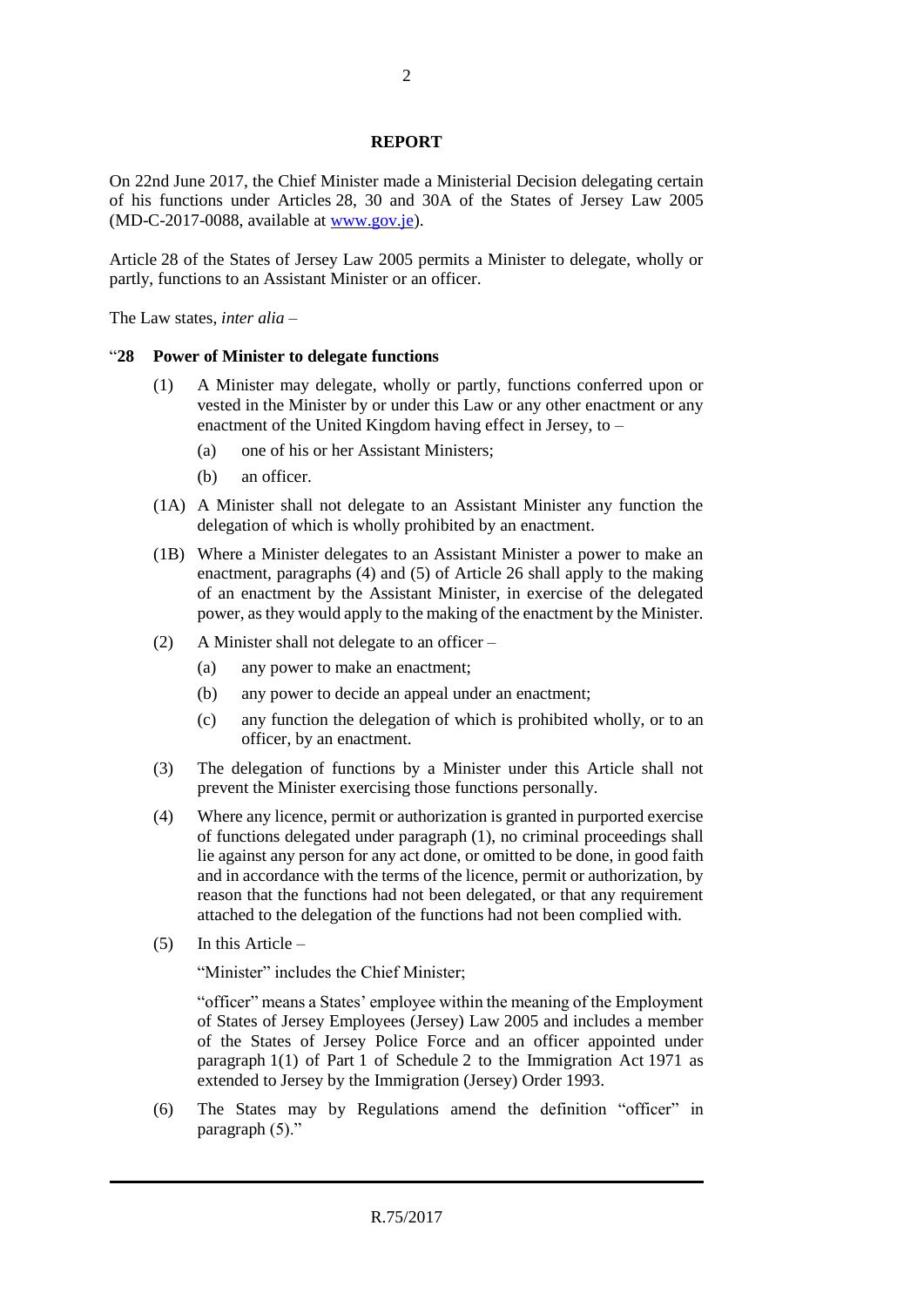## REPORT

On 22nd June 2017, the Chief Minister made a Ministerial Decision delegating certain of his functions under Articles 28, 30 and 30A of the States of Jersey Law 2005 (MD-C-2017-0088, available at [www.gov.je](http://www.gov.je)).

Article 28 of the States of Jersey Law 2005 permits a Minister to delegate, wholly or partly, functions to an Assistant Minister or an officer.

The Law states, *inter alia* –

"**28 Power of Minister to delegate functions**

(1) A Minister may delegate, wholly or partly, functions conferred upon or vested in the Minister by or under this Law or any other enactment or any enactment of the United Kingdom having effect in Jersey, to –

(a) one of his or her Assistant Ministers;

(b) an officer.

(1A) A Minister shall not delegate to an Assistant Minister any function the delegation of which is wholly prohibited by an enactment.

(1B) Where a Minister delegates to an Assistant Minister a power to make an enactment, paragraphs (4) and (5) of Article 26 shall apply to the making of an enactment by the Assistant Minister, in exercise of the delegated power, as they would apply to the making of the enactment by the Minister.

(2) A Minister shall not delegate to an officer –

(a) any power to make an enactment;

(b) any power to decide an appeal under an enactment;

(c) any function the delegation of which is prohibited wholly, or to an officer, by an enactment.

(3) The delegation of functions by a Minister under this Article shall not prevent the Minister exercising those functions personally.

(4) Where any licence, permit or authorization is granted in purported exercise of functions delegated under paragraph (1), no criminal proceedings shall lie against any person for any act done, or omitted to be done, in good faith and in accordance with the terms of the licence, permit or authorization, by reason that the functions had not been delegated, or that any requirement attached to the delegation of the functions had not been complied with.

(5) In this Article –

"Minister" includes the Chief Minister;

"officer" means a States' employee within the meaning of the Employment of States of Jersey Employees (Jersey) Law 2005 and includes a member of the States of Jersey Police Force and an officer appointed under paragraph 1(1) of Part 1 of Schedule 2 to the Immigration Act 1971 as extended to Jersey by the Immigration (Jersey) Order 1993.

(6) The States may by Regulations amend the definition "officer" in paragraph (5)."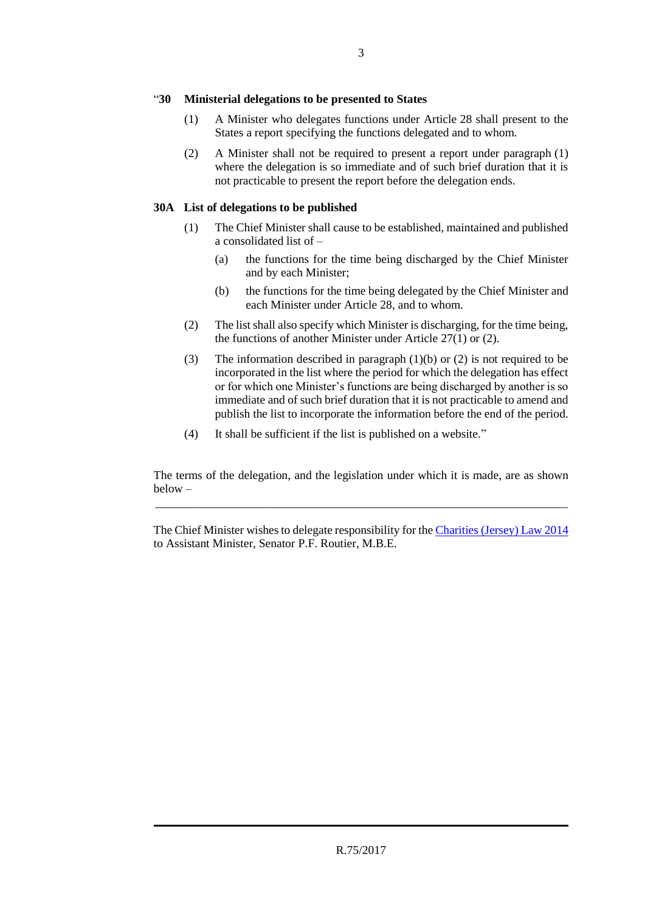"**30 Ministerial delegations to be presented to States**

(1) A Minister who delegates functions under Article 28 shall present to the States a report specifying the functions delegated and to whom.

(2) A Minister shall not be required to present a report under paragraph (1) where the delegation is so immediate and of such brief duration that it is not practicable to present the report before the delegation ends.

**30A List of delegations to be published**

(1) The Chief Minister shall cause to be established, maintained and published a consolidated list of –

(a) the functions for the time being discharged by the Chief Minister and by each Minister;

(b) the functions for the time being delegated by the Chief Minister and each Minister under Article 28, and to whom.

(2) The list shall also specify which Minister is discharging, for the time being, the functions of another Minister under Article 27(1) or (2).

(3) The information described in paragraph (1)(b) or (2) is not required to be incorporated in the list where the period for which the delegation has effect or for which one Minister's functions are being discharged by another is so immediate and of such brief duration that it is not practicable to amend and publish the list to incorporate the information before the end of the period.

(4) It shall be sufficient if the list is published on a website."

The terms of the delegation, and the legislation under which it is made, are as shown below –

---

The Chief Minister wishes to delegate responsibility for the Charities (Jersey) Law 2014 to Assistant Minister, Senator P.F. Routier, M.B.E.